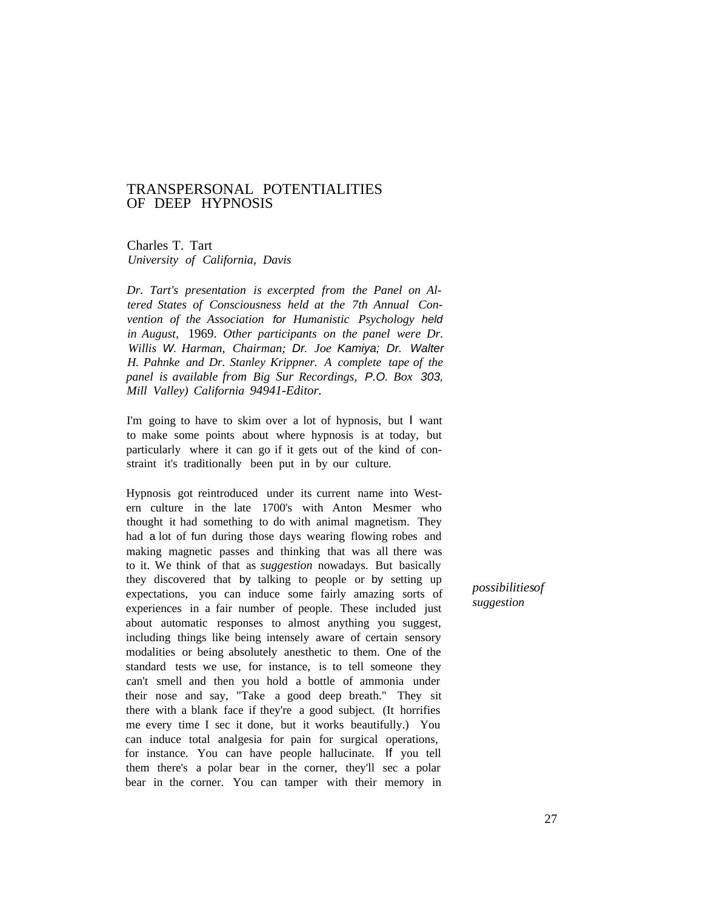# TRANSPERSONAL POTENTIALITIES OF DEEP HYPNOSIS

Charles T. Tart
*University of California, Davis*

*Dr. Tart's presentation is excerpted from the Panel on Altered States of Consciousness held at the 7th Annual Convention of the Association for Humanistic Psychology held in August, 1969. Other participants on the panel were Dr. Willis W. Harman, Chairman; Dr. Joe Kamiya; Dr. Walter H. Pahnke and Dr. Stanley Krippner. A complete tape of the panel is available from Big Sur Recordings, P.O. Box 303, Mill Valley) California 94941-Editor.*

I'm going to have to skim over a lot of hypnosis, but I want to make some points about where hypnosis is at today, but particularly where it can go if it gets out of the kind of constraint it's traditionally been put in by our culture.

*possibilities of suggestion*

Hypnosis got reintroduced under its current name into Western culture in the late 1700's with Anton Mesmer who thought it had something to do with animal magnetism. They had a lot of fun during those days wearing flowing robes and making magnetic passes and thinking that was all there was to it. We think of that as *suggestion* nowadays. But basically they discovered that by talking to people or by setting up expectations, you can induce some fairly amazing sorts of experiences in a fair number of people. These included just about automatic responses to almost anything you suggest, including things like being intensely aware of certain sensory modalities or being absolutely anesthetic to them. One of the standard tests we use, for instance, is to tell someone they can't smell and then you hold a bottle of ammonia under their nose and say, "Take a good deep breath." They sit there with a blank face if they're a good subject. (It horrifies me every time I sec it done, but it works beautifully.) You can induce total analgesia for pain for surgical operations, for instance. You can have people hallucinate. If you tell them there's a polar bear in the corner, they'll sec a polar bear in the corner. You can tamper with their memory in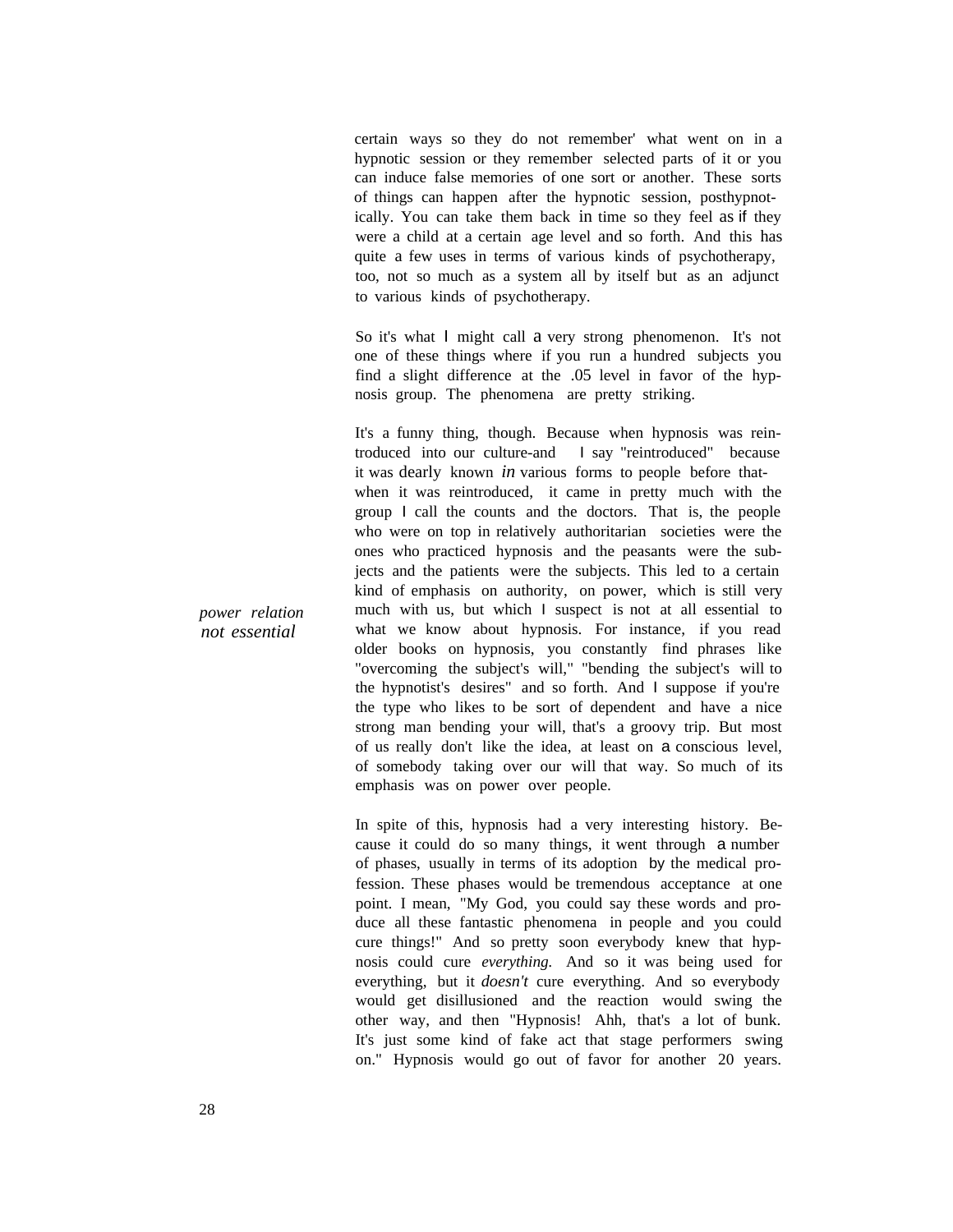certain ways so they do not remember' what went on in a hypnotic session or they remember selected parts of it or you can induce false memories of one sort or another. These sorts of things can happen after the hypnotic session, posthypnotically. You can take them back in time so they feel as if they were a child at a certain age level and so forth. And this has quite a few uses in terms of various kinds of psychotherapy, too, not so much as a system all by itself but as an adjunct to various kinds of psychotherapy.

So it's what I might call a very strong phenomenon. It's not one of these things where if you run a hundred subjects you find a slight difference at the .05 level in favor of the hypnosis group. The phenomena are pretty striking.

*power relation not essential*

It's a funny thing, though. Because when hypnosis was reintroduced into our culture-and I say "reintroduced" because it was dearly known *in* various forms to people before that-when it was reintroduced, it came in pretty much with the group I call the counts and the doctors. That is, the people who were on top in relatively authoritarian societies were the ones who practiced hypnosis and the peasants were the subjects and the patients were the subjects. This led to a certain kind of emphasis on authority, on power, which is still very much with us, but which I suspect is not at all essential to what we know about hypnosis. For instance, if you read older books on hypnosis, you constantly find phrases like "overcoming the subject's will," "bending the subject's will to the hypnotist's desires" and so forth. And I suppose if you're the type who likes to be sort of dependent and have a nice strong man bending your will, that's a groovy trip. But most of us really don't like the idea, at least on a conscious level, of somebody taking over our will that way. So much of its emphasis was on power over people.

In spite of this, hypnosis had a very interesting history. Because it could do so many things, it went through a number of phases, usually in terms of its adoption by the medical profession. These phases would be tremendous acceptance at one point. I mean, "My God, you could say these words and produce all these fantastic phenomena in people and you could cure things!" And so pretty soon everybody knew that hypnosis could cure *everything.* And so it was being used for everything, but it *doesn't* cure everything. And so everybody would get disillusioned and the reaction would swing the other way, and then "Hypnosis! Ahh, that's a lot of bunk. It's just some kind of fake act that stage performers swing on." Hypnosis would go out of favor for another 20 years.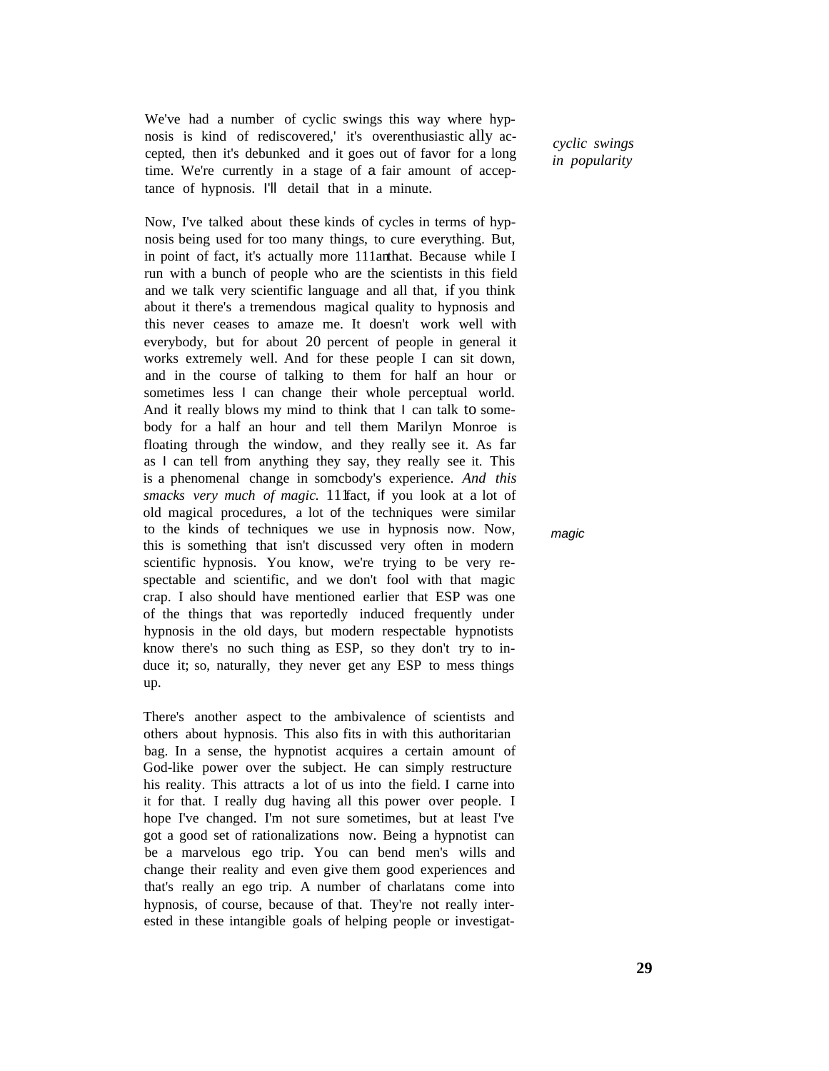We've had a number of cyclic swings this way where hypnosis is kind of rediscovered,' it's overenthusiastically accepted, then it's debunked and it goes out of favor for a long time. We're currently in a stage of a fair amount of acceptance of hypnosis. I'll detail that in a minute.

*cyclic swings in popularity*

Now, I've talked about these kinds of cycles in terms of hypnosis being used for too many things, to cure everything. But, in point of fact, it's actually more 111anthat. Because while I run with a bunch of people who are the scientists in this field and we talk very scientific language and all that, if you think about it there's a tremendous magical quality to hypnosis and this never ceases to amaze me. It doesn't work well with everybody, but for about 20 percent of people in general it works extremely well. And for these people I can sit down, and in the course of talking to them for half an hour or sometimes less I can change their whole perceptual world. And it really blows my mind to think that I can talk to somebody for a half an hour and tell them Marilyn Monroe is floating through the window, and they really see it. As far as I can tell from anything they say, they really see it. This is a phenomenal change in somcbody's experience. *And this smacks very much of magic.* 111fact, if you look at a lot of old magical procedures, a lot of the techniques were similar to the kinds of techniques we use in hypnosis now. Now, this is something that isn't discussed very often in modern scientific hypnosis. You know, we're trying to be very respectable and scientific, and we don't fool with that magic crap. I also should have mentioned earlier that ESP was one of the things that was reportedly induced frequently under hypnosis in the old days, but modern respectable hypnotists know there's no such thing as ESP, so they don't try to induce it; so, naturally, they never get any ESP to mess things up.

*magic*

There's another aspect to the ambivalence of scientists and others about hypnosis. This also fits in with this authoritarian bag. In a sense, the hypnotist acquires a certain amount of God-like power over the subject. He can simply restructure his reality. This attracts a lot of us into the field. I carne into it for that. I really dug having all this power over people. I hope I've changed. I'm not sure sometimes, but at least I've got a good set of rationalizations now. Being a hypnotist can be a marvelous ego trip. You can bend men's wills and change their reality and even give them good experiences and that's really an ego trip. A number of charlatans come into hypnosis, of course, because of that. They're not really interested in these intangible goals of helping people or investigat-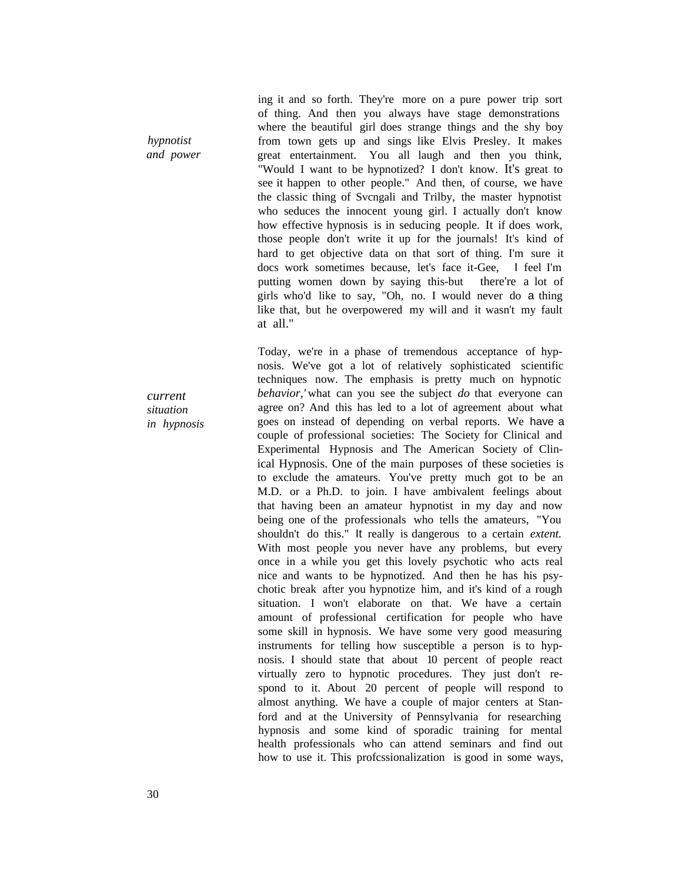ing it and so forth. They're more on a pure power trip sort of thing. And then you always have stage demonstrations where the beautiful girl does strange things and the shy boy from town gets up and sings like Elvis Presley. It makes great entertainment. You all laugh and then you think, "Would I want to be hypnotized? I don't know. It's great to see it happen to other people." And then, of course, we have the classic thing of Svcngali and Trilby, the master hypnotist who seduces the innocent young girl. I actually don't know how effective hypnosis is in seducing people. It if does work, those people don't write it up for the journals! It's kind of hard to get objective data on that sort of thing. I'm sure it docs work sometimes because, let's face it-Gee, I feel I'm putting women down by saying this-but there're a lot of girls who'd like to say, "Oh, no. I would never do a thing like that, but he overpowered my will and it wasn't my fault at all."

*hypnotist and power*

*current situation in hypnosis*

Today, we're in a phase of tremendous acceptance of hypnosis. We've got a lot of relatively sophisticated scientific techniques now. The emphasis is pretty much on hypnotic *behavior,'* what can you see the subject *do* that everyone can agree on? And this has led to a lot of agreement about what goes on instead of depending on verbal reports. We have a couple of professional societies: The Society for Clinical and Experimental Hypnosis and The American Society of Clinical Hypnosis. One of the main purposes of these societies is to exclude the amateurs. You've pretty much got to be an M.D. or a Ph.D. to join. I have ambivalent feelings about that having been an amateur hypnotist in my day and now being one of the professionals who tells the amateurs, "You shouldn't do this." It really is dangerous to a certain *extent.* With most people you never have any problems, but every once in a while you get this lovely psychotic who acts real nice and wants to be hypnotized. And then he has his psychotic break after you hypnotize him, and it's kind of a rough situation. I won't elaborate on that. We have a certain amount of professional certification for people who have some skill in hypnosis. We have some very good measuring instruments for telling how susceptible a person is to hypnosis. I should state that about 10 percent of people react virtually zero to hypnotic procedures. They just don't respond to it. About 20 percent of people will respond to almost anything. We have a couple of major centers at Stanford and at the University of Pennsylvania for researching hypnosis and some kind of sporadic training for mental health professionals who can attend seminars and find out how to use it. This profcssionalization is good in some ways,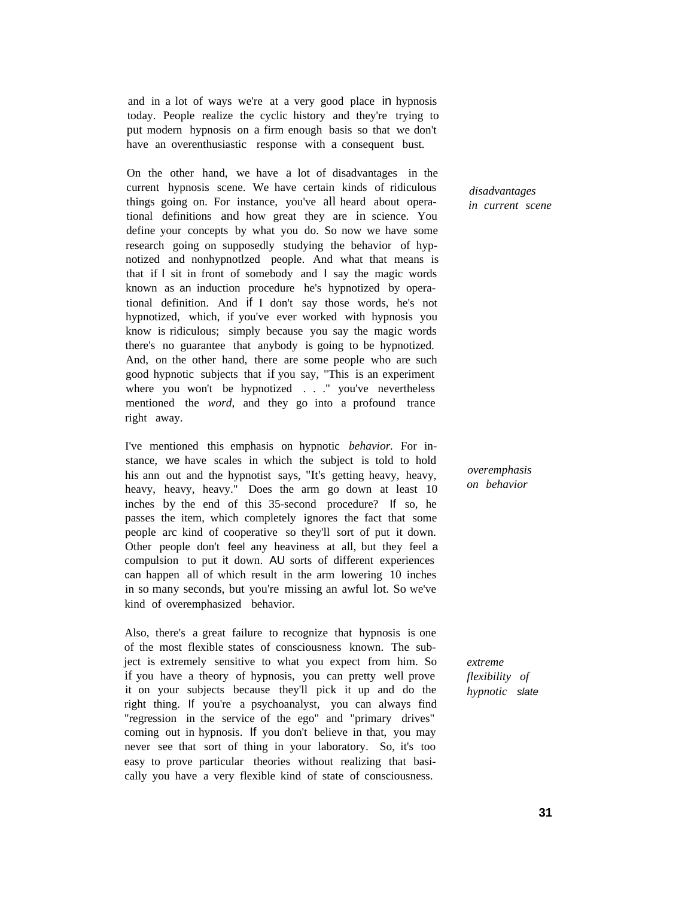and in a lot of ways we're at a very good place in hypnosis today. People realize the cyclic history and they're trying to put modern hypnosis on a firm enough basis so that we don't have an overenthusiastic response with a consequent bust.

*disadvantages in current scene*

On the other hand, we have a lot of disadvantages in the current hypnosis scene. We have certain kinds of ridiculous things going on. For instance, you've all heard about operational definitions and how great they are in science. You define your concepts by what you do. So now we have some research going on supposedly studying the behavior of hypnotized and nonhypnotlzed people. And what that means is that if I sit in front of somebody and I say the magic words known as an induction procedure he's hypnotized by operational definition. And if I don't say those words, he's not hypnotized, which, if you've ever worked with hypnosis you know is ridiculous; simply because you say the magic words there's no guarantee that anybody is going to be hypnotized. And, on the other hand, there are some people who are such good hypnotic subjects that if you say, "This is an experiment where you won't be hypnotized . . ." you've nevertheless mentioned the *word,* and they go into a profound trance right away.

*overemphasis on behavior*

I've mentioned this emphasis on hypnotic *behavior.* For instance, we have scales in which the subject is told to hold his ann out and the hypnotist says, "It's getting heavy, heavy, heavy, heavy, heavy." Does the arm go down at least 10 inches by the end of this 35-second procedure? If so, he passes the item, which completely ignores the fact that some people arc kind of cooperative so they'll sort of put it down. Other people don't feel any heaviness at all, but they feel a compulsion to put it down. AU sorts of different experiences can happen all of which result in the arm lowering 10 inches in so many seconds, but you're missing an awful lot. So we've kind of overemphasized behavior.

*extreme flexibility of hypnotic slate*

Also, there's a great failure to recognize that hypnosis is one of the most flexible states of consciousness known. The subject is extremely sensitive to what you expect from him. So if you have a theory of hypnosis, you can pretty well prove it on your subjects because they'll pick it up and do the right thing. If you're a psychoanalyst, you can always find "regression in the service of the ego" and "primary drives" coming out in hypnosis. If you don't believe in that, you may never see that sort of thing in your laboratory. So, it's too easy to prove particular theories without realizing that basically you have a very flexible kind of state of consciousness.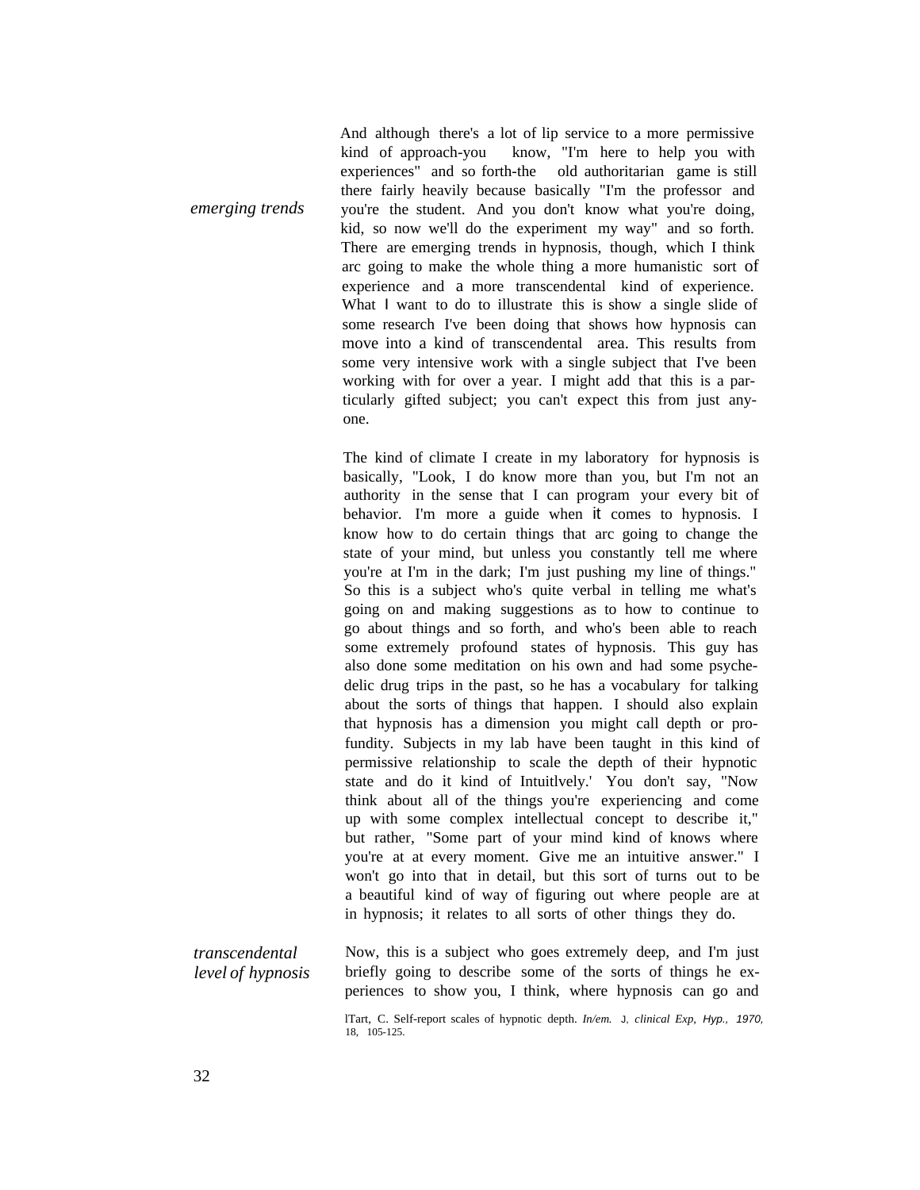And although there's a lot of lip service to a more permissive kind of approach-you know, "I'm here to help you with experiences" and so forth-the old authoritarian game is still there fairly heavily because basically "I'm the professor and you're the student. And you don't know what you're doing, kid, so now we'll do the experiment my way" and so forth.

*emerging trends*

There are emerging trends in hypnosis, though, which I think arc going to make the whole thing a more humanistic sort of experience and a more transcendental kind of experience. What I want to do to illustrate this is show a single slide of some research I've been doing that shows how hypnosis can move into a kind of transcendental area. This results from some very intensive work with a single subject that I've been working with for over a year. I might add that this is a particularly gifted subject; you can't expect this from just anyone.

The kind of climate I create in my laboratory for hypnosis is basically, "Look, I do know more than you, but I'm not an authority in the sense that I can program your every bit of behavior. I'm more a guide when it comes to hypnosis. I know how to do certain things that arc going to change the state of your mind, but unless you constantly tell me where you're at I'm in the dark; I'm just pushing my line of things." So this is a subject who's quite verbal in telling me what's going on and making suggestions as to how to continue to go about things and so forth, and who's been able to reach some extremely profound states of hypnosis. This guy has also done some meditation on his own and had some psychedelic drug trips in the past, so he has a vocabulary for talking about the sorts of things that happen. I should also explain that hypnosis has a dimension you might call depth or profundity. Subjects in my lab have been taught in this kind of permissive relationship to scale the depth of their hypnotic state and do it kind of Intuitlvely.[1] You don't say, "Now think about all of the things you're experiencing and come up with some complex intellectual concept to describe it," but rather, "Some part of your mind kind of knows where you're at at every moment. Give me an intuitive answer." I won't go into that in detail, but this sort of turns out to be a beautiful kind of way of figuring out where people are at in hypnosis; it relates to all sorts of other things they do.

*transcendental level of hypnosis*

Now, this is a subject who goes extremely deep, and I'm just briefly going to describe some of the sorts of things he experiences to show you, I think, where hypnosis can go and

[1]Tart, C. Self-report scales of hypnotic depth. *In/em. J, clinical Exp, Hyp., 1970,* 18, 105-125.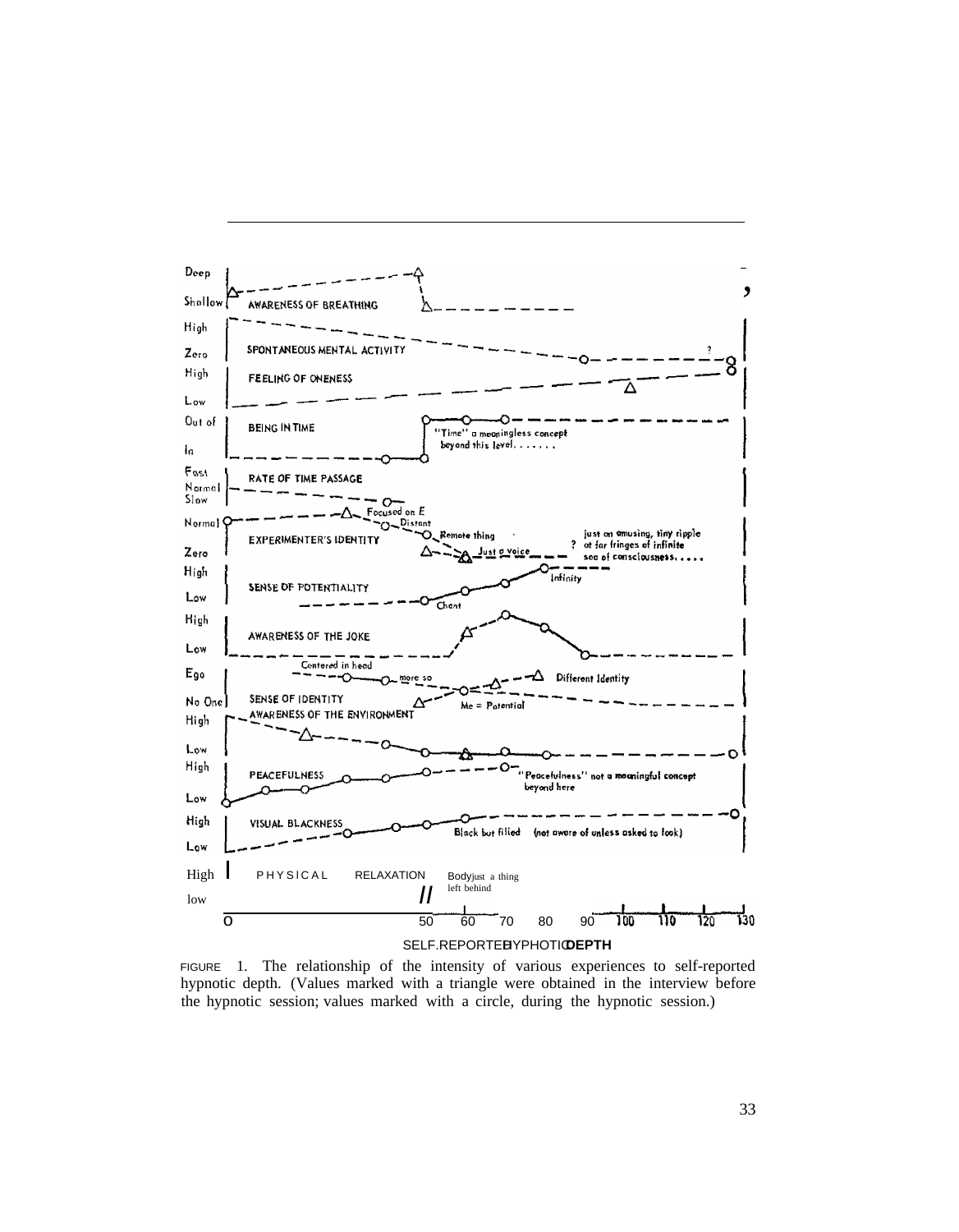FIGURE 1. The relationship of the intensity of various experiences to self-reported hypnotic depth. (Values marked with a triangle were obtained in the interview before the hypnotic session; values marked with a circle, during the hypnotic session.)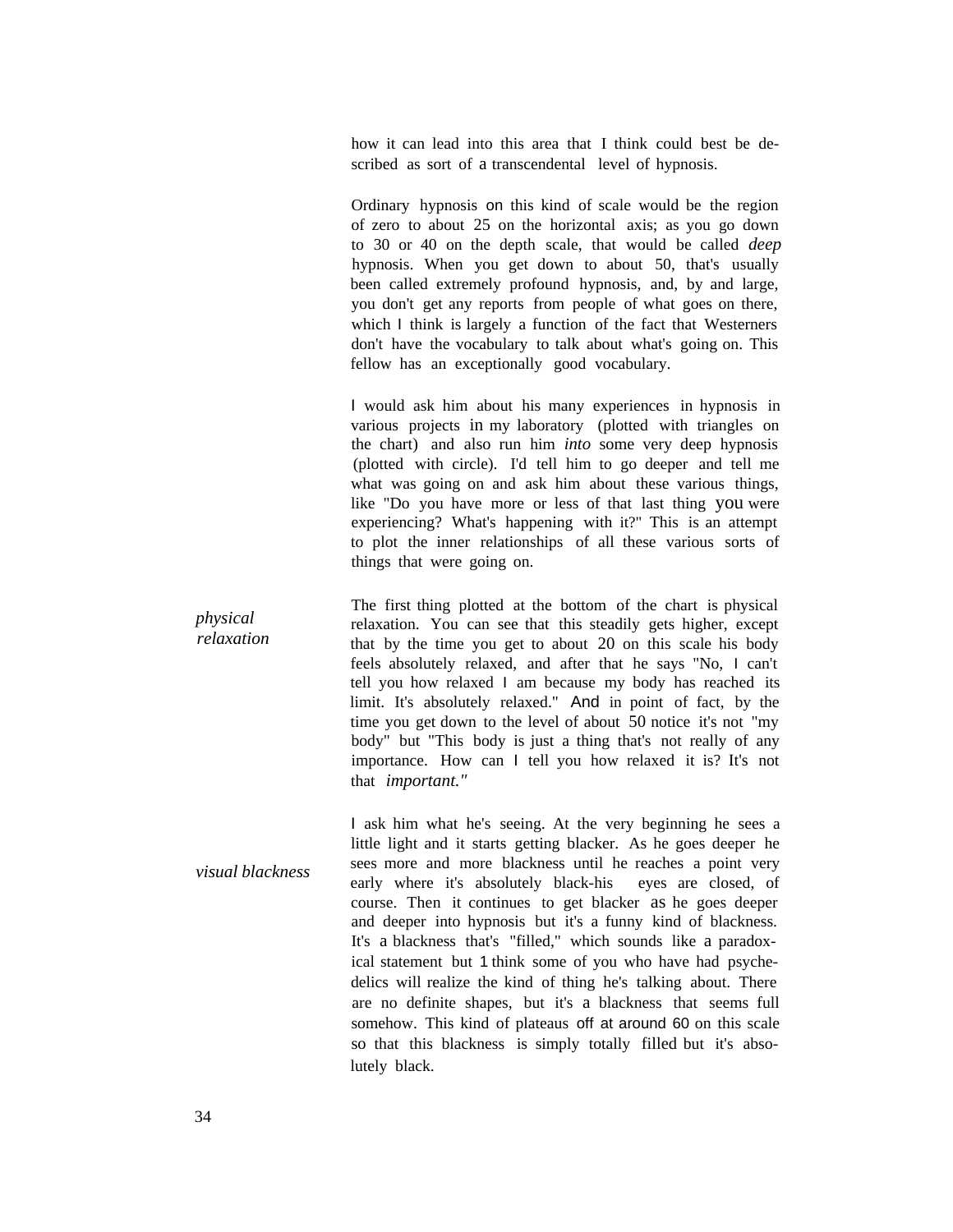how it can lead into this area that I think could best be described as sort of a transcendental level of hypnosis.

Ordinary hypnosis on this kind of scale would be the region of zero to about 25 on the horizontal axis; as you go down to 30 or 40 on the depth scale, that would be called *deep* hypnosis. When you get down to about 50, that's usually been called extremely profound hypnosis, and, by and large, you don't get any reports from people of what goes on there, which I think is largely a function of the fact that Westerners don't have the vocabulary to talk about what's going on. This fellow has an exceptionally good vocabulary.

I would ask him about his many experiences in hypnosis in various projects in my laboratory (plotted with triangles on the chart) and also run him *into* some very deep hypnosis (plotted with circle). I'd tell him to go deeper and tell me what was going on and ask him about these various things, like "Do you have more or less of that last thing you were experiencing? What's happening with it?" This is an attempt to plot the inner relationships of all these various sorts of things that were going on.

*physical relaxation*

The first thing plotted at the bottom of the chart is physical relaxation. You can see that this steadily gets higher, except that by the time you get to about 20 on this scale his body feels absolutely relaxed, and after that he says "No, I can't tell you how relaxed I am because my body has reached its limit. It's absolutely relaxed." And in point of fact, by the time you get down to the level of about 50 notice it's not "my body" but "This body is just a thing that's not really of any importance. How can I tell you how relaxed it is? It's not that *important."*

*visual blackness*

I ask him what he's seeing. At the very beginning he sees a little light and it starts getting blacker. As he goes deeper he sees more and more blackness until he reaches a point very early where it's absolutely black-his eyes are closed, of course. Then it continues to get blacker as he goes deeper and deeper into hypnosis but it's a funny kind of blackness. It's a blackness that's "filled," which sounds like a paradoxical statement but I think some of you who have had psychedelics will realize the kind of thing he's talking about. There are no definite shapes, but it's a blackness that seems full somehow. This kind of plateaus off at around 60 on this scale so that this blackness is simply totally filled but it's absolutely black.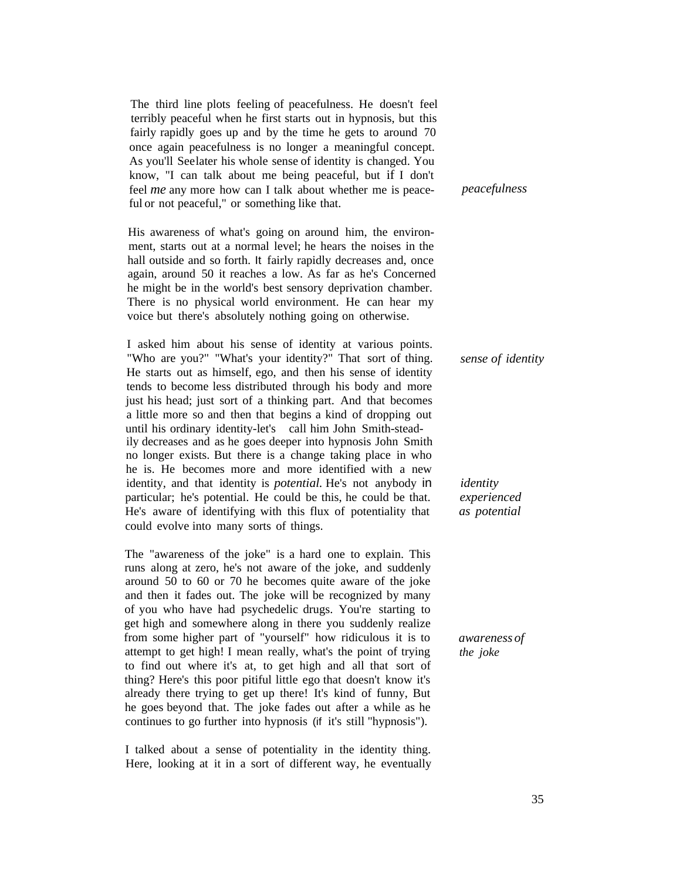The third line plots feeling of peacefulness. He doesn't feel terribly peaceful when he first starts out in hypnosis, but this fairly rapidly goes up and by the time he gets to around 70 once again peacefulness is no longer a meaningful concept. As you'll See later his whole sense of identity is changed. You know, "I can talk about me being peaceful, but if I don't feel *me* any more how can I talk about whether me is peaceful or not peaceful," or something like that.

*peacefulness*

His awareness of what's going on around him, the environment, starts out at a normal level; he hears the noises in the hall outside and so forth. It fairly rapidly decreases and, once again, around 50 it reaches a low. As far as he's Concerned he might be in the world's best sensory deprivation chamber. There is no physical world environment. He can hear my voice but there's absolutely nothing going on otherwise.

I asked him about his sense of identity at various points. "Who are you?" "What's your identity?" That sort of thing. He starts out as himself, ego, and then his sense of identity tends to become less distributed through his body and more just his head; just sort of a thinking part. And that becomes a little more so and then that begins a kind of dropping out until his ordinary identity-let's call him John Smith-steadily decreases and as he goes deeper into hypnosis John Smith no longer exists. But there is a change taking place in who he is. He becomes more and more identified with a new identity, and that identity is *potential.* He's not anybody in particular; he's potential. He could be this, he could be that. He's aware of identifying with this flux of potentiality that could evolve into many sorts of things.

*sense of identity*

*identity experienced as potential*

The "awareness of the joke" is a hard one to explain. This runs along at zero, he's not aware of the joke, and suddenly around 50 to 60 or 70 he becomes quite aware of the joke and then it fades out. The joke will be recognized by many of you who have had psychedelic drugs. You're starting to get high and somewhere along in there you suddenly realize from some higher part of "yourself" how ridiculous it is to attempt to get high! I mean really, what's the point of trying to find out where it's at, to get high and all that sort of thing? Here's this poor pitiful little ego that doesn't know it's already there trying to get up there! It's kind of funny, But he goes beyond that. The joke fades out after a while as he continues to go further into hypnosis (if it's still "hypnosis").

*awareness of the joke*

I talked about a sense of potentiality in the identity thing. Here, looking at it in a sort of different way, he eventually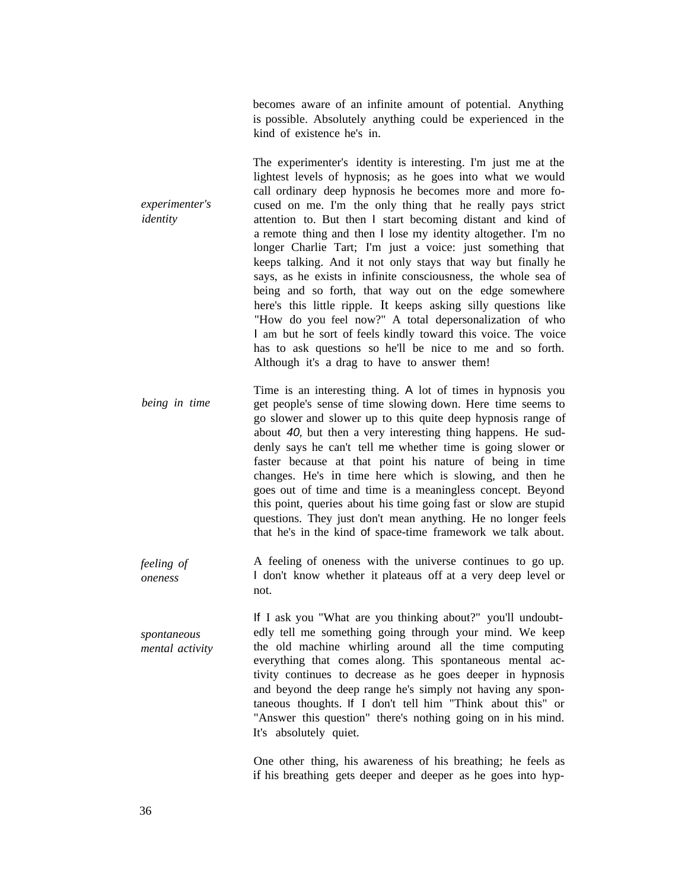becomes aware of an infinite amount of potential. Anything is possible. Absolutely anything could be experienced in the kind of existence he's in.

*experimenter's identity*

The experimenter's identity is interesting. I'm just me at the lightest levels of hypnosis; as he goes into what we would call ordinary deep hypnosis he becomes more and more focused on me. I'm the only thing that he really pays strict attention to. But then I start becoming distant and kind of a remote thing and then I lose my identity altogether. I'm no longer Charlie Tart; I'm just a voice: just something that keeps talking. And it not only stays that way but finally he says, as he exists in infinite consciousness, the whole sea of being and so forth, that way out on the edge somewhere here's this little ripple. It keeps asking silly questions like "How do you feel now?" A total depersonalization of who I am but he sort of feels kindly toward this voice. The voice has to ask questions so he'll be nice to me and so forth. Although it's a drag to have to answer them!

*being in time*

Time is an interesting thing. A lot of times in hypnosis you get people's sense of time slowing down. Here time seems to go slower and slower up to this quite deep hypnosis range of about *40,* but then a very interesting thing happens. He suddenly says he can't tell me whether time is going slower or faster because at that point his nature of being in time changes. He's in time here which is slowing, and then he goes out of time and time is a meaningless concept. Beyond this point, queries about his time going fast or slow are stupid questions. They just don't mean anything. He no longer feels that he's in the kind of space-time framework we talk about.

*feeling of oneness*

A feeling of oneness with the universe continues to go up. I don't know whether it plateaus off at a very deep level or not.

*spontaneous mental activity*

If I ask you "What are you thinking about?" you'll undoubtedly tell me something going through your mind. We keep the old machine whirling around all the time computing everything that comes along. This spontaneous mental activity continues to decrease as he goes deeper in hypnosis and beyond the deep range he's simply not having any spontaneous thoughts. If I don't tell him "Think about this" or "Answer this question" there's nothing going on in his mind. It's absolutely quiet.

One other thing, his awareness of his breathing; he feels as if his breathing gets deeper and deeper as he goes into hyp-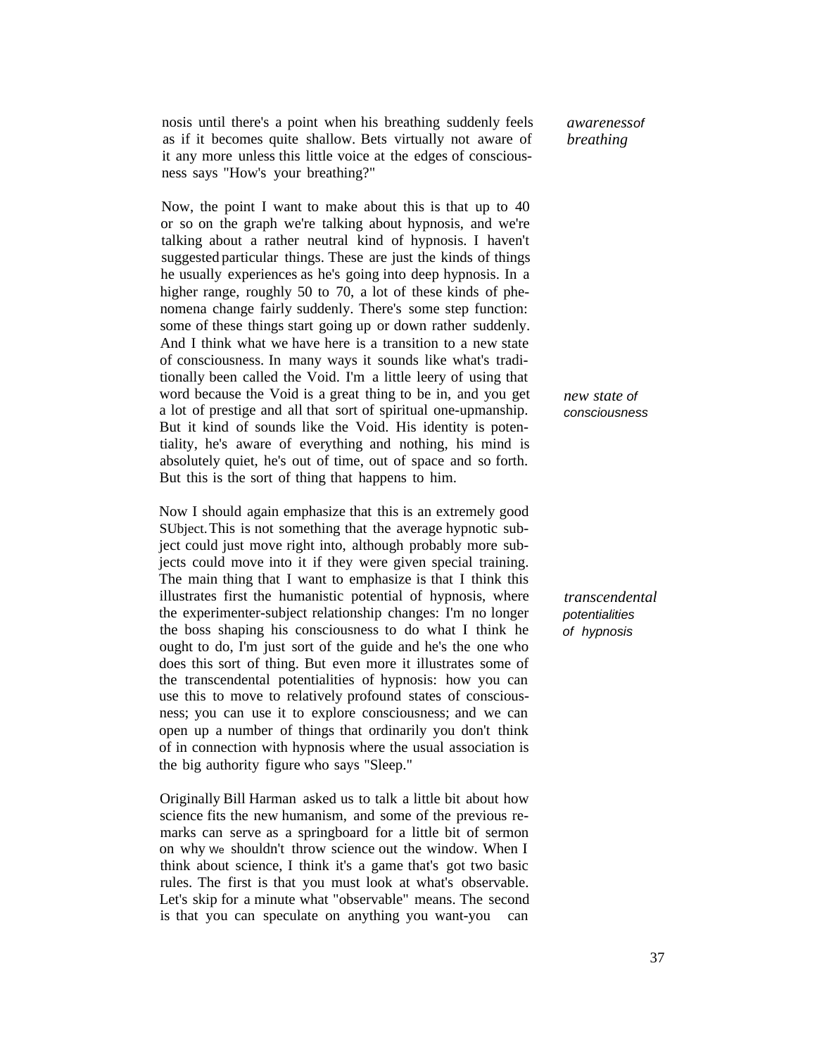nosis until there's a point when his breathing suddenly feels as if it becomes quite shallow. Bets virtually not aware of it any more unless this little voice at the edges of consciousness says "How's your breathing?"

*awareness of breathing*

Now, the point I want to make about this is that up to 40 or so on the graph we're talking about hypnosis, and we're talking about a rather neutral kind of hypnosis. I haven't suggested particular things. These are just the kinds of things he usually experiences as he's going into deep hypnosis. In a higher range, roughly 50 to 70, a lot of these kinds of phenomena change fairly suddenly. There's some step function: some of these things start going up or down rather suddenly. And I think what we have here is a transition to a new state of consciousness. In many ways it sounds like what's traditionally been called the Void. I'm a little leery of using that word because the Void is a great thing to be in, and you get a lot of prestige and all that sort of spiritual one-upmanship. But it kind of sounds like the Void. His identity is potentiality, he's aware of everything and nothing, his mind is absolutely quiet, he's out of time, out of space and so forth. But this is the sort of thing that happens to him.

*new state of consciousness*

Now I should again emphasize that this is an extremely good SUbject. This is not something that the average hypnotic subject could just move right into, although probably more subjects could move into it if they were given special training. The main thing that I want to emphasize is that I think this illustrates first the humanistic potential of hypnosis, where the experimenter-subject relationship changes: I'm no longer the boss shaping his consciousness to do what I think he ought to do, I'm just sort of the guide and he's the one who does this sort of thing. But even more it illustrates some of the transcendental potentialities of hypnosis: how you can use this to move to relatively profound states of consciousness; you can use it to explore consciousness; and we can open up a number of things that ordinarily you don't think of in connection with hypnosis where the usual association is the big authority figure who says "Sleep."

*transcendental potentialities of hypnosis*

Originally Bill Harman asked us to talk a little bit about how science fits the new humanism, and some of the previous remarks can serve as a springboard for a little bit of sermon on why we shouldn't throw science out the window. When I think about science, I think it's a game that's got two basic rules. The first is that you must look at what's observable. Let's skip for a minute what "observable" means. The second is that you can speculate on anything you want-you can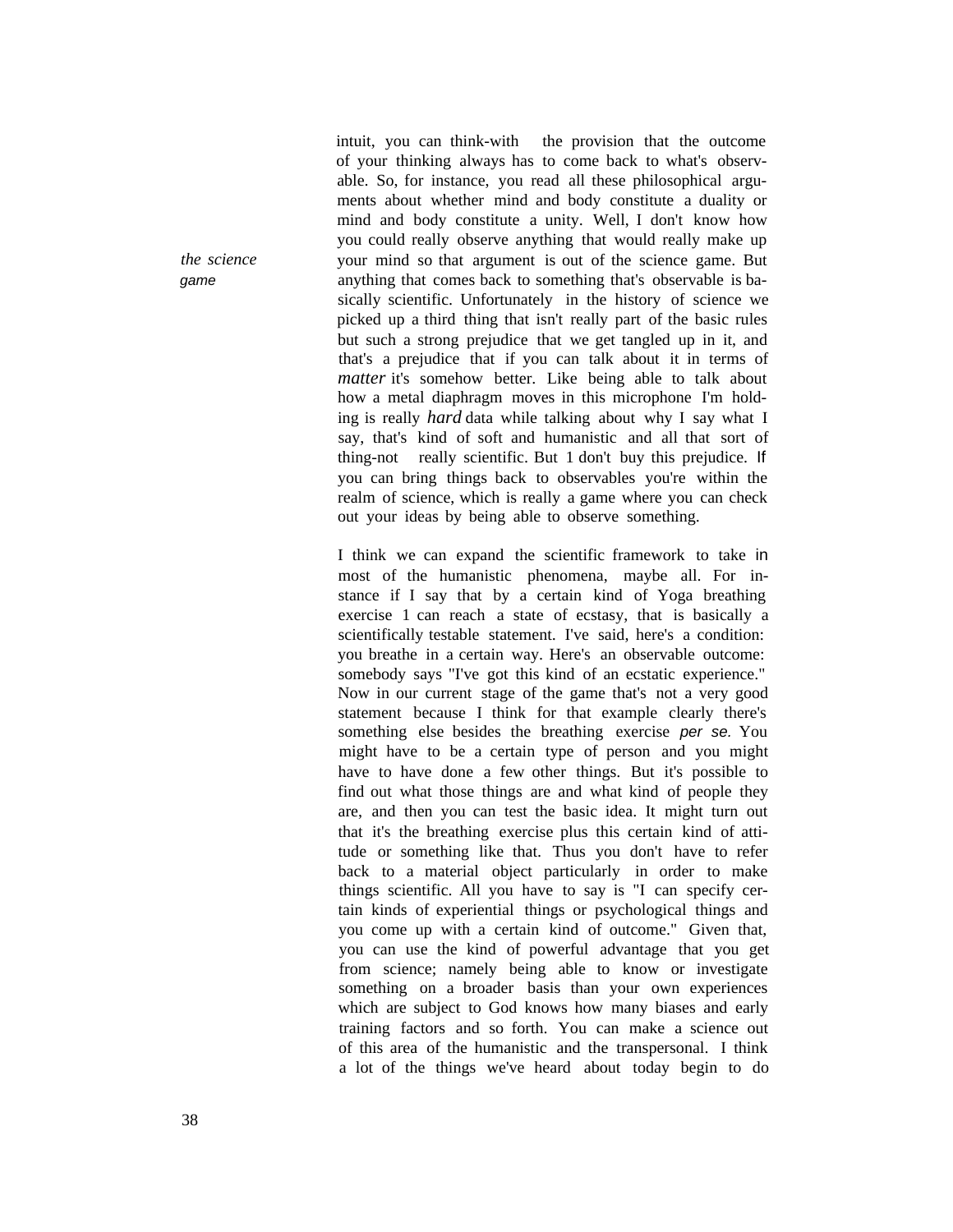intuit, you can think-with the provision that the outcome of your thinking always has to come back to what's observable. So, for instance, you read all these philosophical arguments about whether mind and body constitute a duality or mind and body constitute a unity. Well, I don't know how you could really observe anything that would really make up your mind so that argument is out of the science game. But anything that comes back to something that's observable is basically scientific. Unfortunately in the history of science we picked up a third thing that isn't really part of the basic rules but such a strong prejudice that we get tangled up in it, and that's a prejudice that if you can talk about it in terms of *matter* it's somehow better. Like being able to talk about how a metal diaphragm moves in this microphone I'm holding is really *hard* data while talking about why I say what I say, that's kind of soft and humanistic and all that sort of thing-not really scientific. But 1 don't buy this prejudice. If you can bring things back to observables you're within the realm of science, which is really a game where you can check out your ideas by being able to observe something.

*the science game*

I think we can expand the scientific framework to take in most of the humanistic phenomena, maybe all. For instance if I say that by a certain kind of Yoga breathing exercise 1 can reach a state of ecstasy, that is basically a scientifically testable statement. I've said, here's a condition: you breathe in a certain way. Here's an observable outcome: somebody says "I've got this kind of an ecstatic experience." Now in our current stage of the game that's not a very good statement because I think for that example clearly there's something else besides the breathing exercise *per se.* You might have to be a certain type of person and you might have to have done a few other things. But it's possible to find out what those things are and what kind of people they are, and then you can test the basic idea. It might turn out that it's the breathing exercise plus this certain kind of attitude or something like that. Thus you don't have to refer back to a material object particularly in order to make things scientific. All you have to say is "I can specify certain kinds of experiential things or psychological things and you come up with a certain kind of outcome." Given that, you can use the kind of powerful advantage that you get from science; namely being able to know or investigate something on a broader basis than your own experiences which are subject to God knows how many biases and early training factors and so forth. You can make a science out of this area of the humanistic and the transpersonal. I think a lot of the things we've heard about today begin to do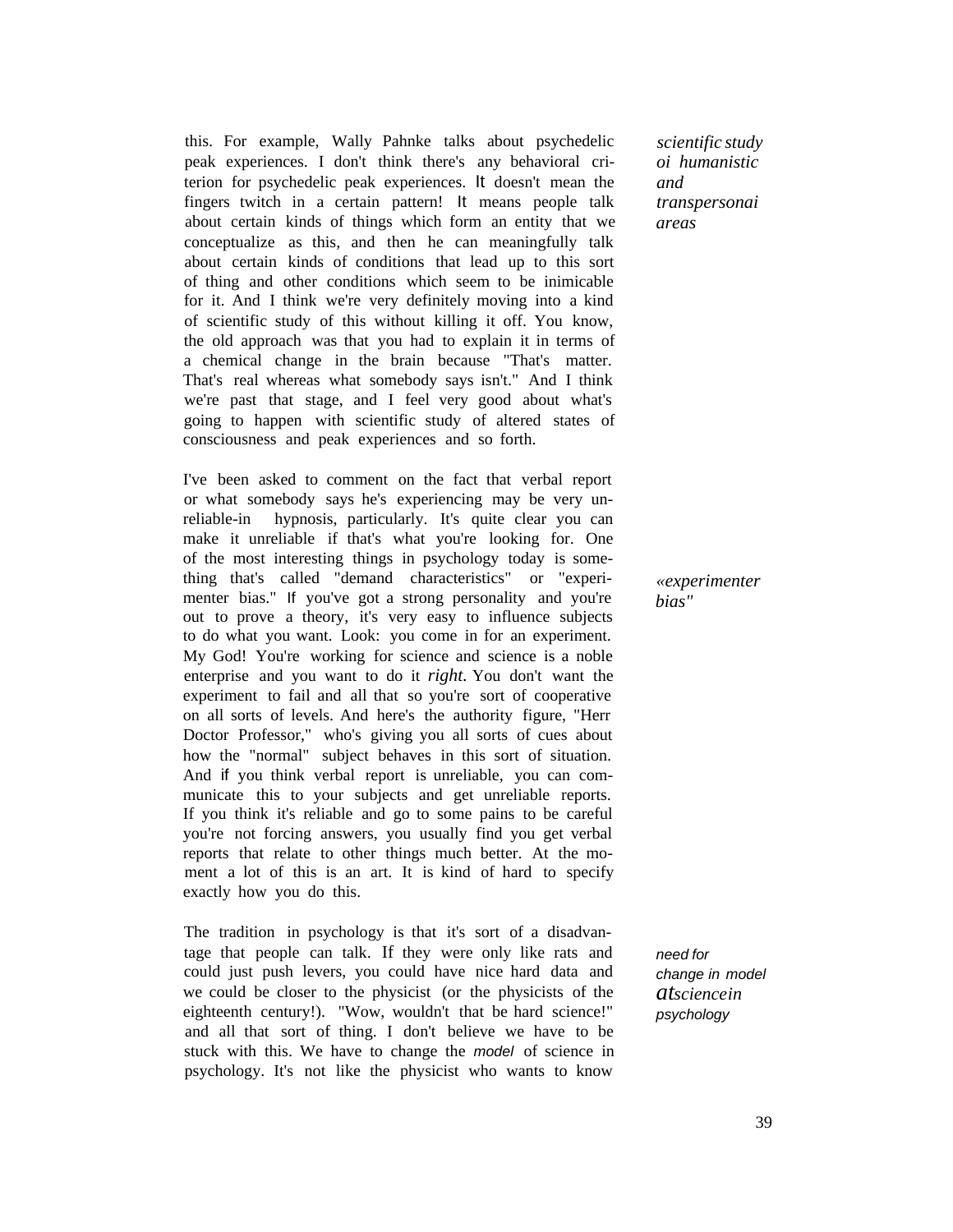this. For example, Wally Pahnke talks about psychedelic peak experiences. I don't think there's any behavioral criterion for psychedelic peak experiences. It doesn't mean the fingers twitch in a certain pattern! It means people talk about certain kinds of things which form an entity that we conceptualize as this, and then he can meaningfully talk about certain kinds of conditions that lead up to this sort of thing and other conditions which seem to be inimicable for it. And I think we're very definitely moving into a kind of scientific study of this without killing it off. You know, the old approach was that you had to explain it in terms of a chemical change in the brain because "That's matter. That's real whereas what somebody says isn't." And I think we're past that stage, and I feel very good about what's going to happen with scientific study of altered states of consciousness and peak experiences and so forth.

*scientific study oi humanistic and transpersonai areas*

I've been asked to comment on the fact that verbal report or what somebody says he's experiencing may be very unreliable-in hypnosis, particularly. It's quite clear you can make it unreliable if that's what you're looking for. One of the most interesting things in psychology today is something that's called "demand characteristics" or "experimenter bias." If you've got a strong personality and you're out to prove a theory, it's very easy to influence subjects to do what you want. Look: you come in for an experiment. My God! You're working for science and science is a noble enterprise and you want to do it *right*. You don't want the experiment to fail and all that so you're sort of cooperative on all sorts of levels. And here's the authority figure, "Herr Doctor Professor," who's giving you all sorts of cues about how the "normal" subject behaves in this sort of situation. And if you think verbal report is unreliable, you can communicate this to your subjects and get unreliable reports. If you think it's reliable and go to some pains to be careful you're not forcing answers, you usually find you get verbal reports that relate to other things much better. At the moment a lot of this is an art. It is kind of hard to specify exactly how you do this.

*«experimenter bias"*

The tradition in psychology is that it's sort of a disadvantage that people can talk. If they were only like rats and could just push levers, you could have nice hard data and we could be closer to the physicist (or the physicists of the eighteenth century!). "Wow, wouldn't that be hard science!" and all that sort of thing. I don't believe we have to be stuck with this. We have to change the *model* of science in psychology. It's not like the physicist who wants to know

*need for change in model atsciencein psychology*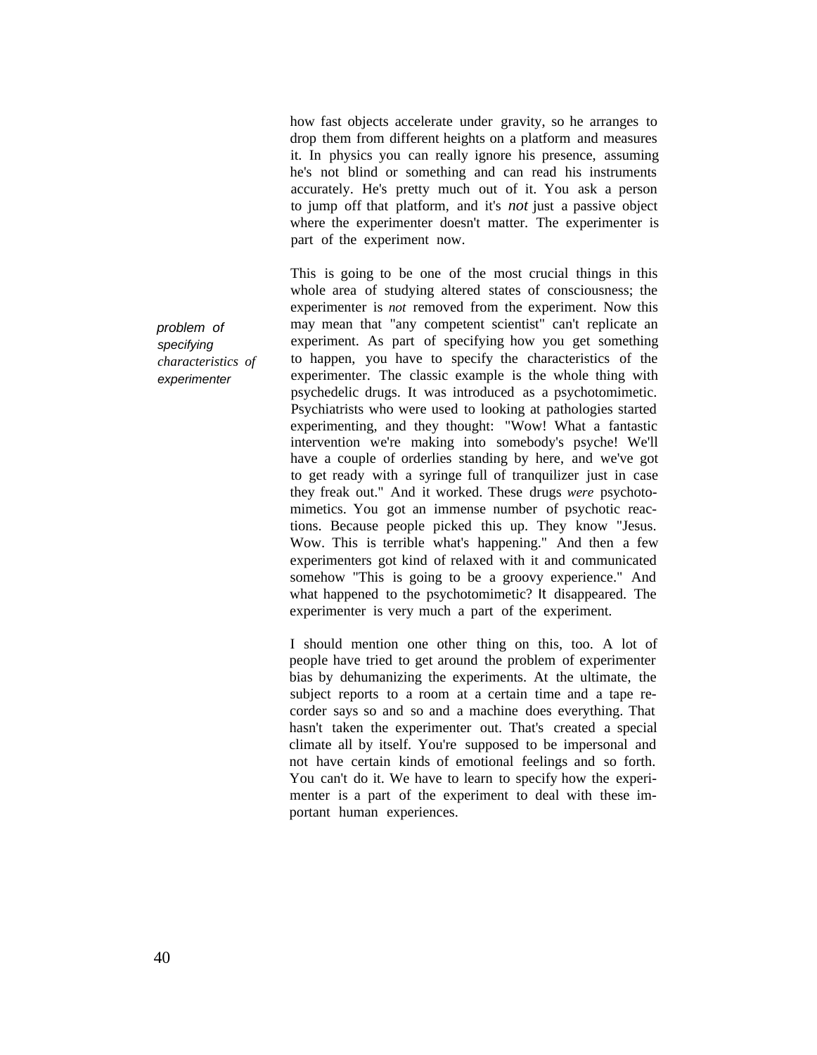how fast objects accelerate under gravity, so he arranges to drop them from different heights on a platform and measures it. In physics you can really ignore his presence, assuming he's not blind or something and can read his instruments accurately. He's pretty much out of it. You ask a person to jump off that platform, and it's *not* just a passive object where the experimenter doesn't matter. The experimenter is part of the experiment now.

*problem of specifying characteristics of experimenter*

This is going to be one of the most crucial things in this whole area of studying altered states of consciousness; the experimenter is *not* removed from the experiment. Now this may mean that "any competent scientist" can't replicate an experiment. As part of specifying how you get something to happen, you have to specify the characteristics of the experimenter. The classic example is the whole thing with psychedelic drugs. It was introduced as a psychotomimetic. Psychiatrists who were used to looking at pathologies started experimenting, and they thought: "Wow! What a fantastic intervention we're making into somebody's psyche! We'll have a couple of orderlies standing by here, and we've got to get ready with a syringe full of tranquilizer just in case they freak out." And it worked. These drugs *were* psychotomimetics. You got an immense number of psychotic reactions. Because people picked this up. They know "Jesus. Wow. This is terrible what's happening." And then a few experimenters got kind of relaxed with it and communicated somehow "This is going to be a groovy experience." And what happened to the psychotomimetic? It disappeared. The experimenter is very much a part of the experiment.

I should mention one other thing on this, too. A lot of people have tried to get around the problem of experimenter bias by dehumanizing the experiments. At the ultimate, the subject reports to a room at a certain time and a tape recorder says so and so and a machine does everything. That hasn't taken the experimenter out. That's created a special climate all by itself. You're supposed to be impersonal and not have certain kinds of emotional feelings and so forth. You can't do it. We have to learn to specify how the experimenter is a part of the experiment to deal with these important human experiences.